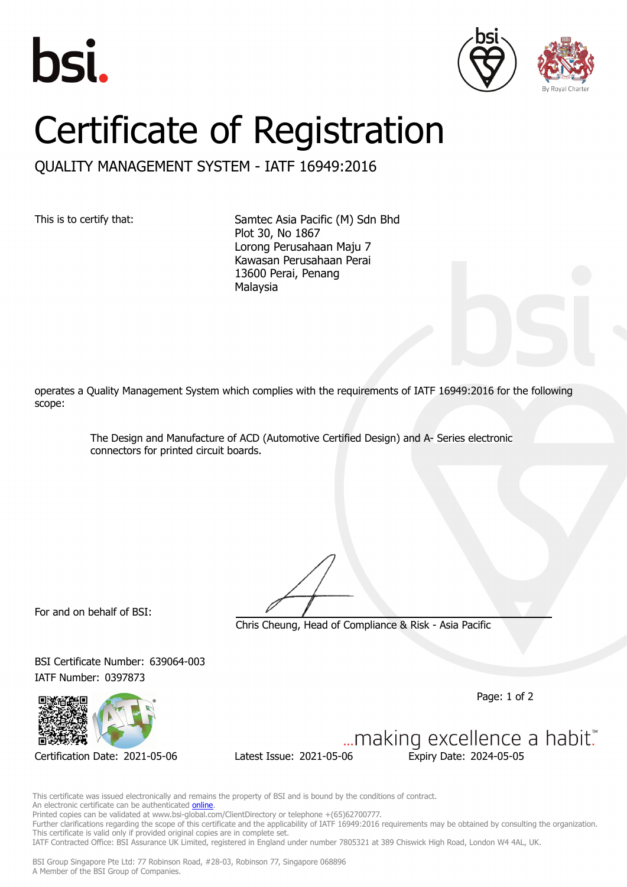# Certificate of Registration

## QUALITY MANAGEMENT SYSTEM - IATF 16949:2016

This is to certify that:

Samtec Asia Pacific (M) Sdn Bhd
Plot 30, No 1867
Lorong Perusahaan Maju 7
Kawasan Perusahaan Perai
13600 Perai, Penang
Malaysia

operates a Quality Management System which complies with the requirements of IATF 16949:2016 for the following scope:

> The Design and Manufacture of ACD (Automotive Certified Design) and A- Series electronic connectors for printed circuit boards.

For and on behalf of BSI:

Chris Cheung, Head of Compliance & Risk - Asia Pacific

BSI Certificate Number: 639064-003
IATF Number: 0397873

Certification Date: 2021-05-06 Latest Issue: 2021-05-06 Expiry Date: 2024-05-05

...making excellence a habit.™

This certificate was issued electronically and remains the property of BSI and is bound by the conditions of contract.
An electronic certificate can be authenticated online.
Printed copies can be validated at www.bsi-global.com/ClientDirectory or telephone +(65)62700777.
Further clarifications regarding the scope of this certificate and the applicability of IATF 16949:2016 requirements may be obtained by consulting the organization.
This certificate is valid only if provided original copies are in complete set.
IATF Contracted Office: BSI Assurance UK Limited, registered in England under number 7805321 at 389 Chiswick High Road, London W4 4AL, UK.

BSI Group Singapore Pte Ltd: 77 Robinson Road, #28-03, Robinson 77, Singapore 068896
A Member of the BSI Group of Companies.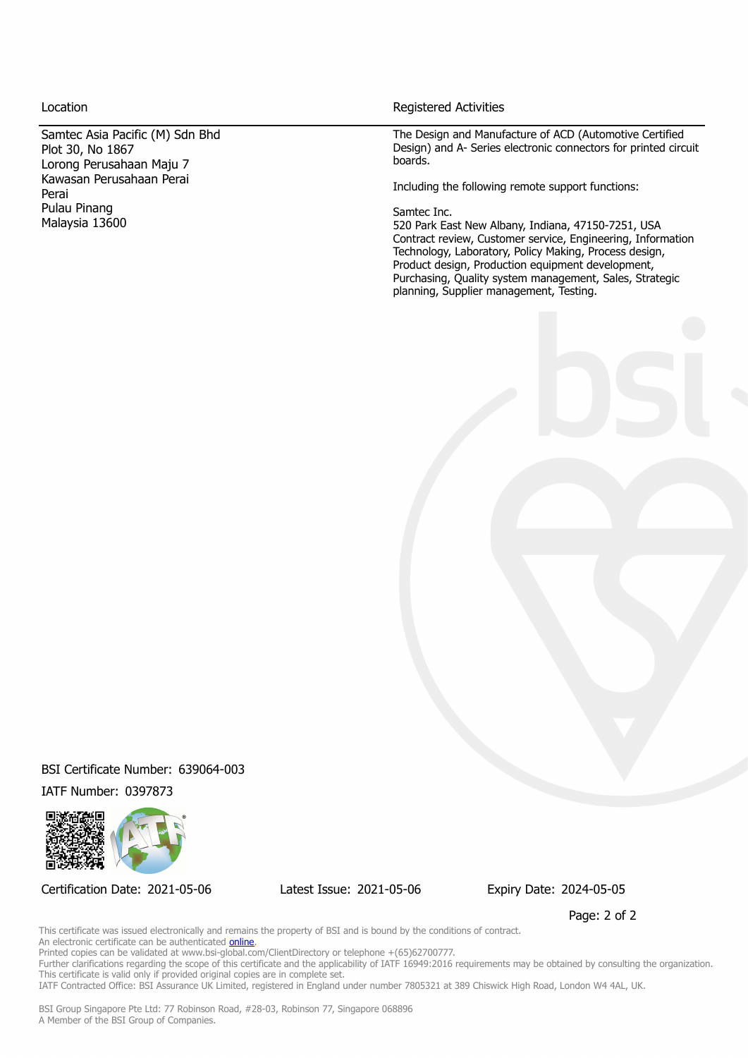| Location | Registered Activities |
|---|---|
| Samtec Asia Pacific (M) Sdn Bhd<br>Plot 30, No 1867<br>Lorong Perusahaan Maju 7<br>Kawasan Perusahaan Perai<br>Perai<br>Pulau Pinang<br>Malaysia 13600 | The Design and Manufacture of ACD (Automotive Certified Design) and A- Series electronic connectors for printed circuit boards.<br><br>Including the following remote support functions:<br><br>Samtec Inc.<br>520 Park East New Albany, Indiana, 47150-7251, USA<br>Contract review, Customer service, Engineering, Information Technology, Laboratory, Policy Making, Process design, Product design, Production equipment development, Purchasing, Quality system management, Sales, Strategic planning, Supplier management, Testing. |

BSI Certificate Number: 639064-003

IATF Number: 0397873

Certification Date: 2021-05-06 Latest Issue: 2021-05-06 Expiry Date: 2024-05-05

This certificate was issued electronically and remains the property of BSI and is bound by the conditions of contract.
An electronic certificate can be authenticated online.
Printed copies can be validated at www.bsi-global.com/ClientDirectory or telephone +(65)62700777.
Further clarifications regarding the scope of this certificate and the applicability of IATF 16949:2016 requirements may be obtained by consulting the organization.
This certificate is valid only if provided original copies are in complete set.
IATF Contracted Office: BSI Assurance UK Limited, registered in England under number 7805321 at 389 Chiswick High Road, London W4 4AL, UK.

BSI Group Singapore Pte Ltd: 77 Robinson Road, #28-03, Robinson 77, Singapore 068896
A Member of the BSI Group of Companies.